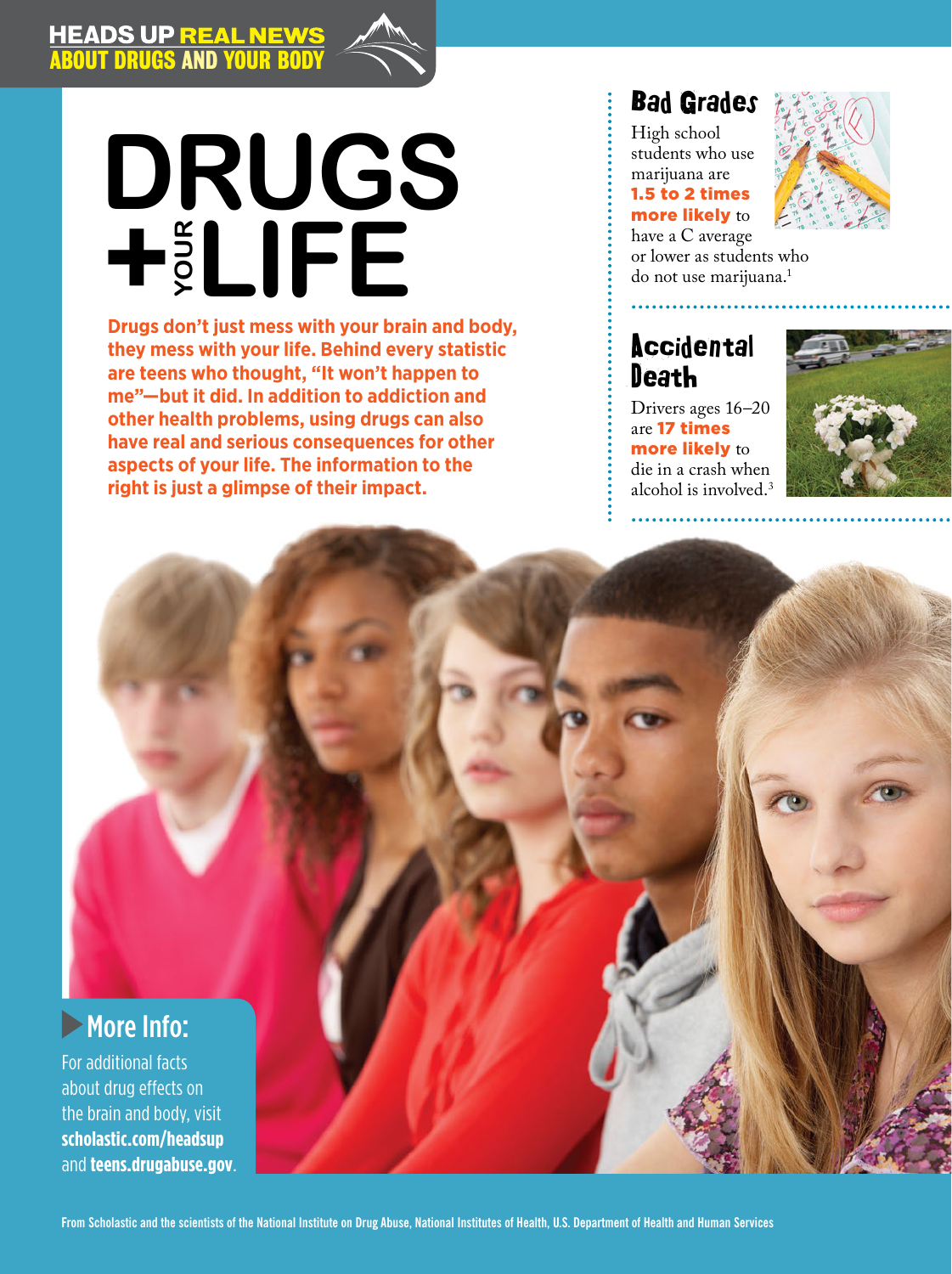HEADS UP REAL NEWS ABOUT DRUGS AND YOUR BODY

# DRUGS + YOUR LIFE

**Drugs don't just mess with your brain and body, they mess with your life. Behind every statistic are teens who thought, "It won't happen to me"—but it did. In addition to addiction and other health problems, using drugs can also have real and serious consequences for other aspects of your life. The information to the right is just a glimpse of their impact.**

## Bad Grades

High school students who use marijuana are **1.5 to 2 times more likely** to have a C average or lower as students who do not use marijuana.[1]

## Accidental Death

Drivers ages 16–20 are **17 times more likely** to die in a crash when alcohol is involved.[3]

## More Info:

For additional facts about drug effects on the brain and body, visit **scholastic.com/headsup** and **teens.drugabuse.gov**.

From Scholastic and the scientists of the National Institute on Drug Abuse, National Institutes of Health, U.S. Department of Health and Human Services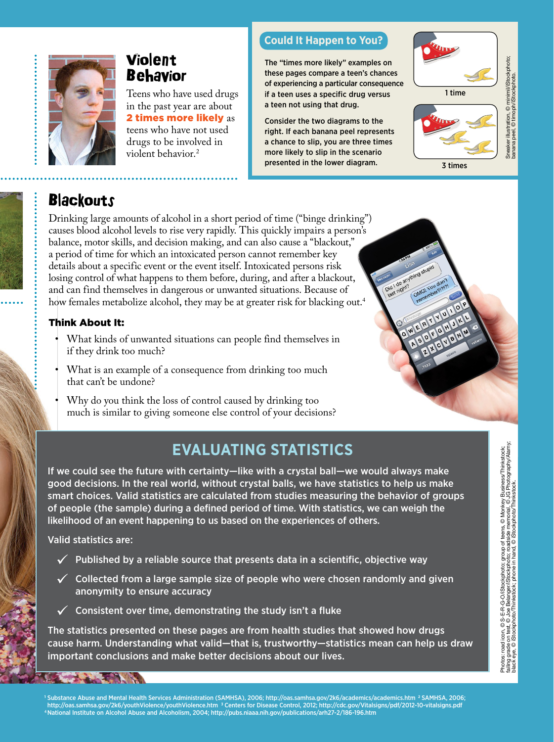## Violent Behavior

Teens who have used drugs in the past year are about **2 times more likely** as teens who have not used drugs to be involved in violent behavior.[2]

## Could It Happen to You?

The "times more likely" examples on these pages compare a teen's chances of experiencing a particular consequence if a teen uses a specific drug versus a teen not using that drug.

Consider the two diagrams to the right. If each banana peel represents a chance to slip, you are three times more likely to slip in the scenario presented in the lower diagram.

1 time

3 times

Sneaker illustration, © mimimi/iStockphoto; banana peel, © timoph/iStockphoto.

## Blackouts

Drinking large amounts of alcohol in a short period of time ("binge drinking") causes blood alcohol levels to rise very rapidly. This quickly impairs a person's balance, motor skills, and decision making, and can also cause a "blackout," a period of time for which an intoxicated person cannot remember key details about a specific event or the event itself. Intoxicated persons risk losing control of what happens to them before, during, and after a blackout, and can find themselves in dangerous or unwanted situations. Because of how females metabolize alcohol, they may be at greater risk for blacking out.[4]

**Think About It:**

- What kinds of unwanted situations can people find themselves in if they drink too much?
- What is an example of a consequence from drinking too much that can't be undone?
- Why do you think the loss of control caused by drinking too much is similar to giving someone else control of your decisions?

## EVALUATING STATISTICS

If we could see the future with certainty—like with a crystal ball—we would always make good decisions. In the real world, without crystal balls, we have statistics to help us make smart choices. Valid statistics are calculated from studies measuring the behavior of groups of people (the sample) during a defined period of time. With statistics, we can weigh the likelihood of an event happening to us based on the experiences of others.

Valid statistics are:

- ✓ Published by a reliable source that presents data in a scientific, objective way
- ✓ Collected from a large sample size of people who were chosen randomly and given anonymity to ensure accuracy
- ✓ Consistent over time, demonstrating the study isn't a fluke

The statistics presented on these pages are from health studies that showed how drugs cause harm. Understanding what valid—that is, trustworthy—statistics mean can help us draw important conclusions and make better decisions about our lives.

Photos: road icon, © S-E-R-G-O/iStockphoto; group of teens, © Monkey Business/Thinkstock; failing grade on test, © Joe Belanger/iStockphoto; roadside memorial, © JG Photography/Alamy; black eye, © iStockphoto/Thinkstock; phone in hand, © iStockphoto/Thinkstock.

[1] Substance Abuse and Mental Health Services Administration (SAMHSA), 2006; http://oas.samhsa.gov/2k6/academics/academics.htm [2] SAMHSA, 2006; http://oas.samhsa.gov/2k6/youthViolence/youthViolence.htm [3] Centers for Disease Control, 2012; http://cdc.gov/Vitalsigns/pdf/2012-10-vitalsigns.pdf [4] National Institute on Alcohol Abuse and Alcoholism, 2004; http://pubs.niaaa.nih.gov/publications/arh27-2/186-196.htm